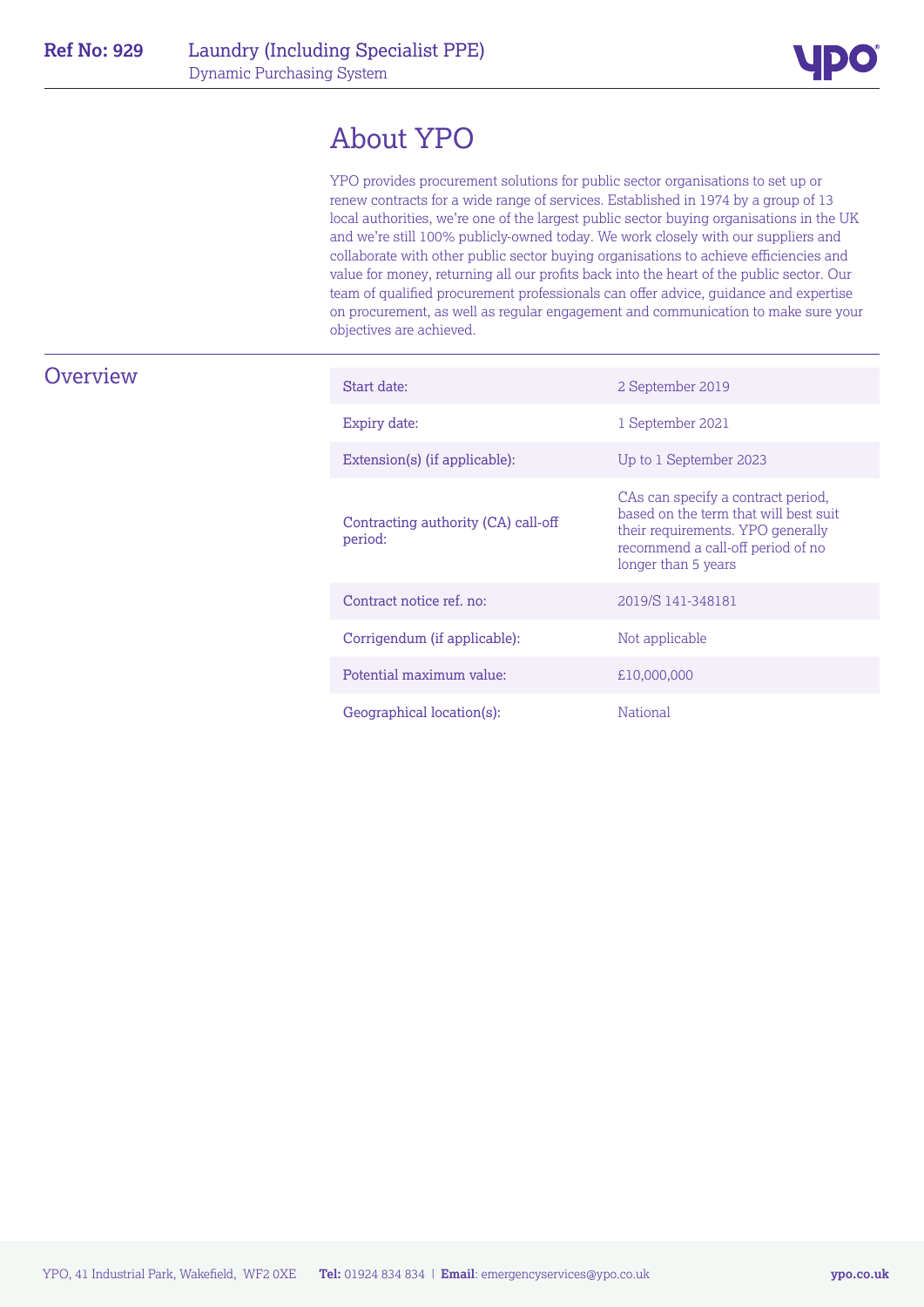# About YPO

YPO provides procurement solutions for public sector organisations to set up or renew contracts for a wide range of services. Established in 1974 by a group of 13 local authorities, we're one of the largest public sector buying organisations in the UK and we're still 100% publicly-owned today. We work closely with our suppliers and collaborate with other public sector buying organisations to achieve efficiencies and value for money, returning all our profits back into the heart of the public sector. Our team of qualified procurement professionals can offer advice, guidance and expertise on procurement, as well as regular engagement and communication to make sure your objectives are achieved.

## Overview

| | |
|---|---|
| Start date: | 2 September 2019 |
| Expiry date: | 1 September 2021 |
| Extension(s) (if applicable): | Up to 1 September 2023 |
| Contracting authority (CA) call-off period: | CAs can specify a contract period, based on the term that will best suit their requirements. YPO generally recommend a call-off period of no longer than 5 years |
| Contract notice ref. no: | 2019/S 141-348181 |
| Corrigendum (if applicable): | Not applicable |
| Potential maximum value: | £10,000,000 |
| Geographical location(s): | National |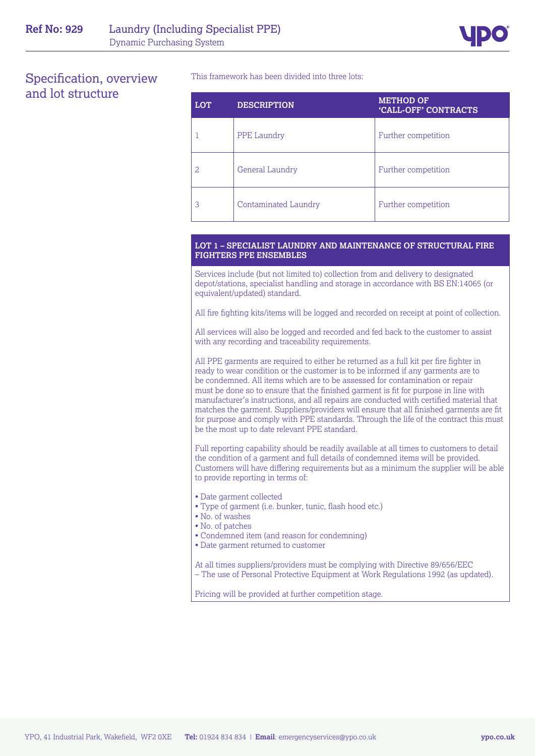## Specification, overview and lot structure

This framework has been divided into three lots:

| LOT | DESCRIPTION | METHOD OF 'CALL-OFF' CONTRACTS |
|---|---|---|
| 1 | PPE Laundry | Further competition |
| 2 | General Laundry | Further competition |
| 3 | Contaminated Laundry | Further competition |

### LOT 1 – SPECIALIST LAUNDRY AND MAINTENANCE OF STRUCTURAL FIRE FIGHTERS PPE ENSEMBLES

Services include (but not limited to) collection from and delivery to designated depot/stations, specialist handling and storage in accordance with BS EN:14065 (or equivalent/updated) standard.

All fire fighting kits/items will be logged and recorded on receipt at point of collection.

All services will also be logged and recorded and fed back to the customer to assist with any recording and traceability requirements.

All PPE garments are required to either be returned as a full kit per fire fighter in ready to wear condition or the customer is to be informed if any garments are to be condemned. All items which are to be assessed for contamination or repair must be done so to ensure that the finished garment is fit for purpose in line with manufacturer's instructions, and all repairs are conducted with certified material that matches the garment. Suppliers/providers will ensure that all finished garments are fit for purpose and comply with PPE standards. Through the life of the contract this must be the most up to date relevant PPE standard.

Full reporting capability should be readily available at all times to customers to detail the condition of a garment and full details of condemned items will be provided. Customers will have differing requirements but as a minimum the supplier will be able to provide reporting in terms of:

- Date garment collected
- Type of garment (i.e. bunker, tunic, flash hood etc.)
- No. of washes
- No. of patches
- Condemned item (and reason for condemning)
- Date garment returned to customer

At all times suppliers/providers must be complying with Directive 89/656/EEC – The use of Personal Protective Equipment at Work Regulations 1992 (as updated).

Pricing will be provided at further competition stage.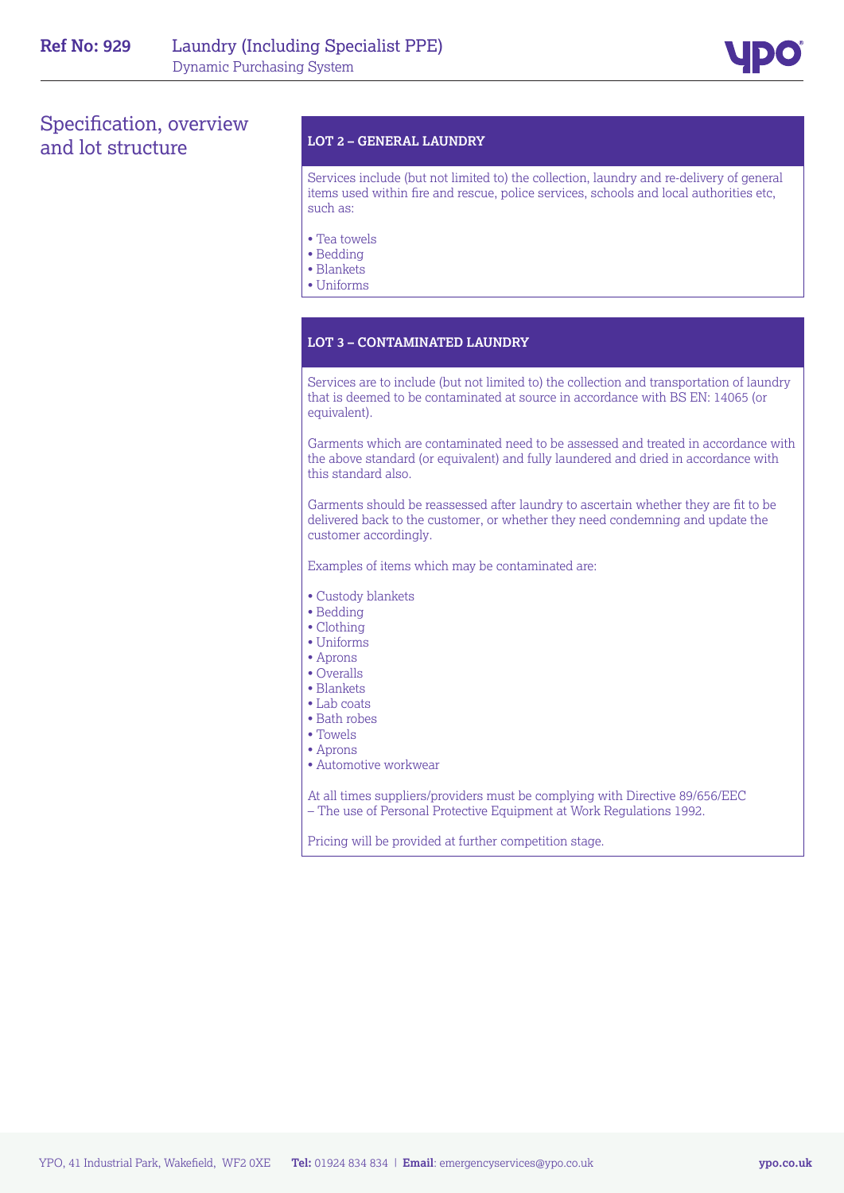## Specification, overview and lot structure

### LOT 2 – GENERAL LAUNDRY

Services include (but not limited to) the collection, laundry and re-delivery of general items used within fire and rescue, police services, schools and local authorities etc, such as:

- Tea towels
- Bedding
- Blankets
- Uniforms

### LOT 3 – CONTAMINATED LAUNDRY

Services are to include (but not limited to) the collection and transportation of laundry that is deemed to be contaminated at source in accordance with BS EN: 14065 (or equivalent).

Garments which are contaminated need to be assessed and treated in accordance with the above standard (or equivalent) and fully laundered and dried in accordance with this standard also.

Garments should be reassessed after laundry to ascertain whether they are fit to be delivered back to the customer, or whether they need condemning and update the customer accordingly.

Examples of items which may be contaminated are:

- Custody blankets
- Bedding
- Clothing
- Uniforms
- Aprons
- Overalls
- Blankets
- Lab coats
- Bath robes
- Towels
- Aprons
- Automotive workwear

At all times suppliers/providers must be complying with Directive 89/656/EEC – The use of Personal Protective Equipment at Work Regulations 1992.

Pricing will be provided at further competition stage.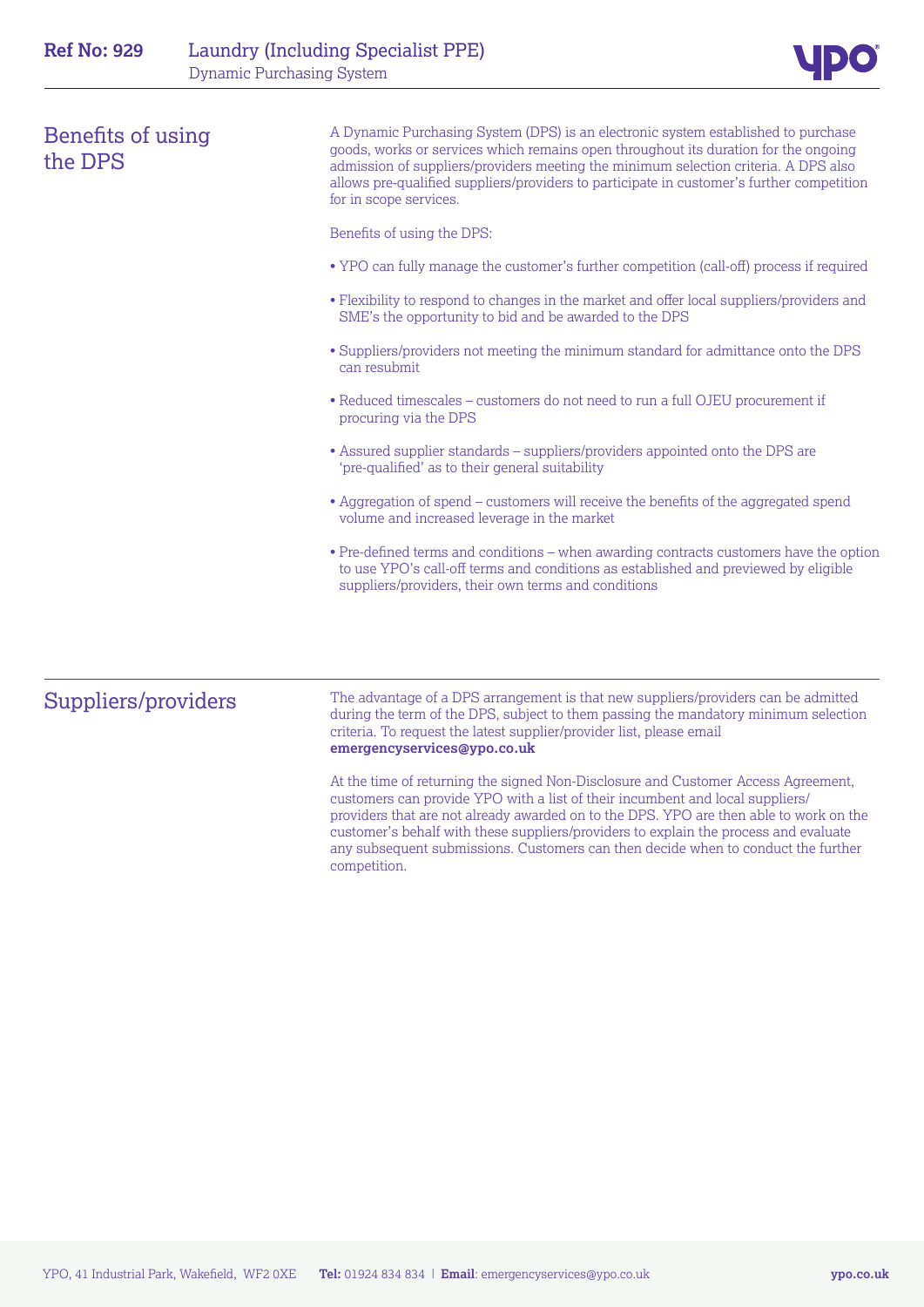## Benefits of using the DPS

A Dynamic Purchasing System (DPS) is an electronic system established to purchase goods, works or services which remains open throughout its duration for the ongoing admission of suppliers/providers meeting the minimum selection criteria. A DPS also allows pre-qualified suppliers/providers to participate in customer's further competition for in scope services.

Benefits of using the DPS:

- YPO can fully manage the customer's further competition (call-off) process if required
- Flexibility to respond to changes in the market and offer local suppliers/providers and SME's the opportunity to bid and be awarded to the DPS
- Suppliers/providers not meeting the minimum standard for admittance onto the DPS can resubmit
- Reduced timescales – customers do not need to run a full OJEU procurement if procuring via the DPS
- Assured supplier standards – suppliers/providers appointed onto the DPS are 'pre-qualified' as to their general suitability
- Aggregation of spend – customers will receive the benefits of the aggregated spend volume and increased leverage in the market
- Pre-defined terms and conditions – when awarding contracts customers have the option to use YPO's call-off terms and conditions as established and previewed by eligible suppliers/providers, their own terms and conditions

## Suppliers/providers

The advantage of a DPS arrangement is that new suppliers/providers can be admitted during the term of the DPS, subject to them passing the mandatory minimum selection criteria. To request the latest supplier/provider list, please email **emergencyservices@ypo.co.uk**

At the time of returning the signed Non-Disclosure and Customer Access Agreement, customers can provide YPO with a list of their incumbent and local suppliers/providers that are not already awarded on to the DPS. YPO are then able to work on the customer's behalf with these suppliers/providers to explain the process and evaluate any subsequent submissions. Customers can then decide when to conduct the further competition.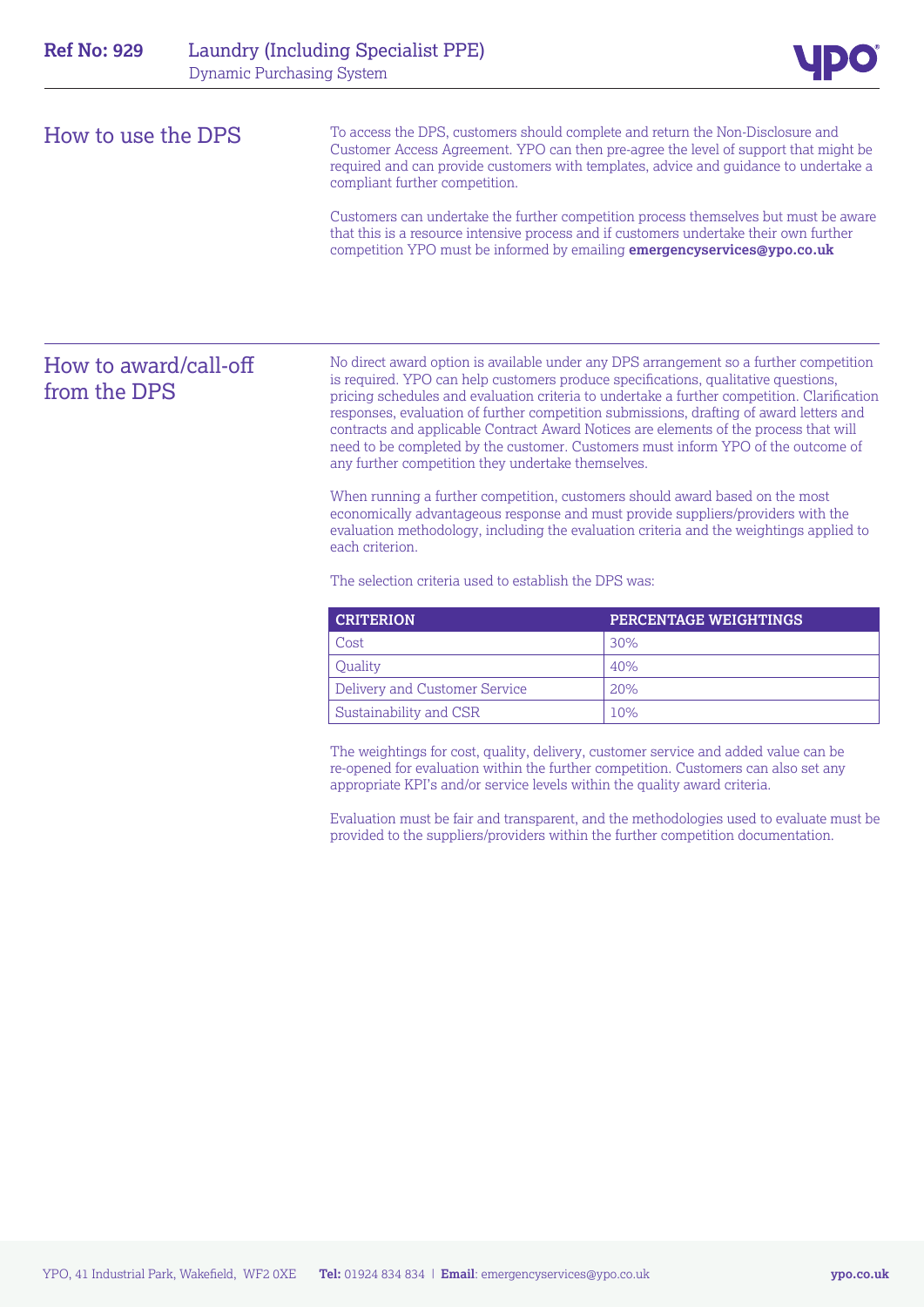## How to use the DPS

To access the DPS, customers should complete and return the Non-Disclosure and Customer Access Agreement. YPO can then pre-agree the level of support that might be required and can provide customers with templates, advice and guidance to undertake a compliant further competition.

Customers can undertake the further competition process themselves but must be aware that this is a resource intensive process and if customers undertake their own further competition YPO must be informed by emailing **emergencyservices@ypo.co.uk**

## How to award/call-off from the DPS

No direct award option is available under any DPS arrangement so a further competition is required. YPO can help customers produce specifications, qualitative questions, pricing schedules and evaluation criteria to undertake a further competition. Clarification responses, evaluation of further competition submissions, drafting of award letters and contracts and applicable Contract Award Notices are elements of the process that will need to be completed by the customer. Customers must inform YPO of the outcome of any further competition they undertake themselves.

When running a further competition, customers should award based on the most economically advantageous response and must provide suppliers/providers with the evaluation methodology, including the evaluation criteria and the weightings applied to each criterion.

The selection criteria used to establish the DPS was:

| CRITERION | PERCENTAGE WEIGHTINGS |
|---|---|
| Cost | 30% |
| Quality | 40% |
| Delivery and Customer Service | 20% |
| Sustainability and CSR | 10% |

The weightings for cost, quality, delivery, customer service and added value can be re-opened for evaluation within the further competition. Customers can also set any appropriate KPI's and/or service levels within the quality award criteria.

Evaluation must be fair and transparent, and the methodologies used to evaluate must be provided to the suppliers/providers within the further competition documentation.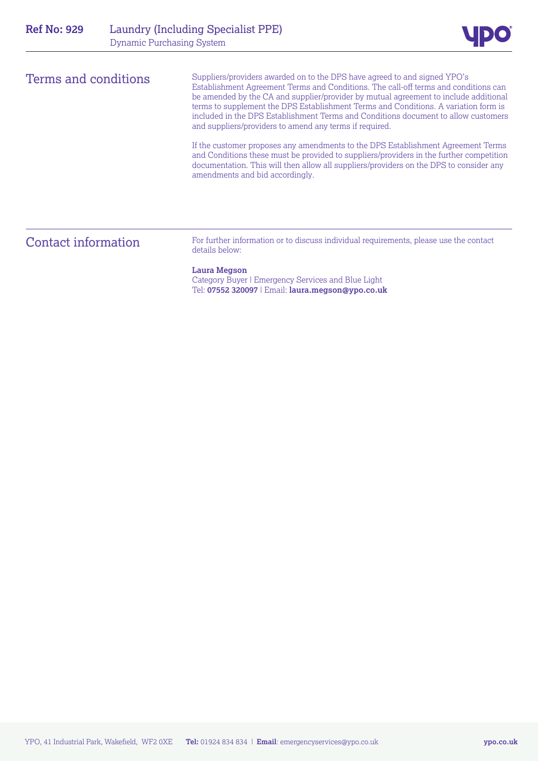## Terms and conditions

Suppliers/providers awarded on to the DPS have agreed to and signed YPO's Establishment Agreement Terms and Conditions. The call-off terms and conditions can be amended by the CA and supplier/provider by mutual agreement to include additional terms to supplement the DPS Establishment Terms and Conditions. A variation form is included in the DPS Establishment Terms and Conditions document to allow customers and suppliers/providers to amend any terms if required.

If the customer proposes any amendments to the DPS Establishment Agreement Terms and Conditions these must be provided to suppliers/providers in the further competition documentation. This will then allow all suppliers/providers on the DPS to consider any amendments and bid accordingly.

## Contact information

For further information or to discuss individual requirements, please use the contact details below:

**Laura Megson**
Category Buyer | Emergency Services and Blue Light
Tel: **07552 320097** | Email: **laura.megson@ypo.co.uk**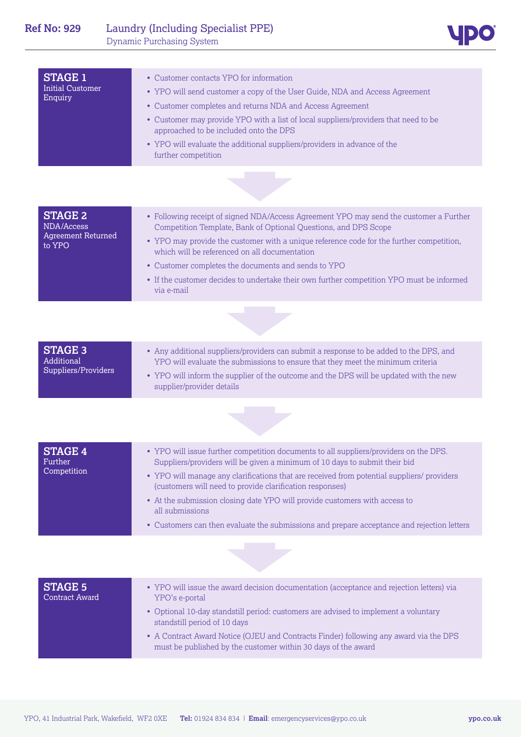# Ref No: 929 Laundry (Including Specialist PPE)

Dynamic Purchasing System

## STAGE 1
Initial Customer Enquiry

- Customer contacts YPO for information
- YPO will send customer a copy of the User Guide, NDA and Access Agreement
- Customer completes and returns NDA and Access Agreement
- Customer may provide YPO with a list of local suppliers/providers that need to be approached to be included onto the DPS
- YPO will evaluate the additional suppliers/providers in advance of the further competition

## STAGE 2
NDA/Access Agreement Returned to YPO

- Following receipt of signed NDA/Access Agreement YPO may send the customer a Further Competition Template, Bank of Optional Questions, and DPS Scope
- YPO may provide the customer with a unique reference code for the further competition, which will be referenced on all documentation
- Customer completes the documents and sends to YPO
- If the customer decides to undertake their own further competition YPO must be informed via e-mail

## STAGE 3
Additional Suppliers/Providers

- Any additional suppliers/providers can submit a response to be added to the DPS, and YPO will evaluate the submissions to ensure that they meet the minimum criteria
- YPO will inform the supplier of the outcome and the DPS will be updated with the new supplier/provider details

## STAGE 4
Further Competition

- YPO will issue further competition documents to all suppliers/providers on the DPS. Suppliers/providers will be given a minimum of 10 days to submit their bid
- YPO will manage any clarifications that are received from potential suppliers/ providers (customers will need to provide clarification responses)
- At the submission closing date YPO will provide customers with access to all submissions
- Customers can then evaluate the submissions and prepare acceptance and rejection letters

## STAGE 5
Contract Award

- YPO will issue the award decision documentation (acceptance and rejection letters) via YPO's e-portal
- Optional 10-day standstill period: customers are advised to implement a voluntary standstill period of 10 days
- A Contract Award Notice (OJEU and Contracts Finder) following any award via the DPS must be published by the customer within 30 days of the award

YPO, 41 Industrial Park, Wakefield, WF2 0XE **Tel:** 01924 834 834 | **Email**: emergencyservices@ypo.co.uk **ypo.co.uk**